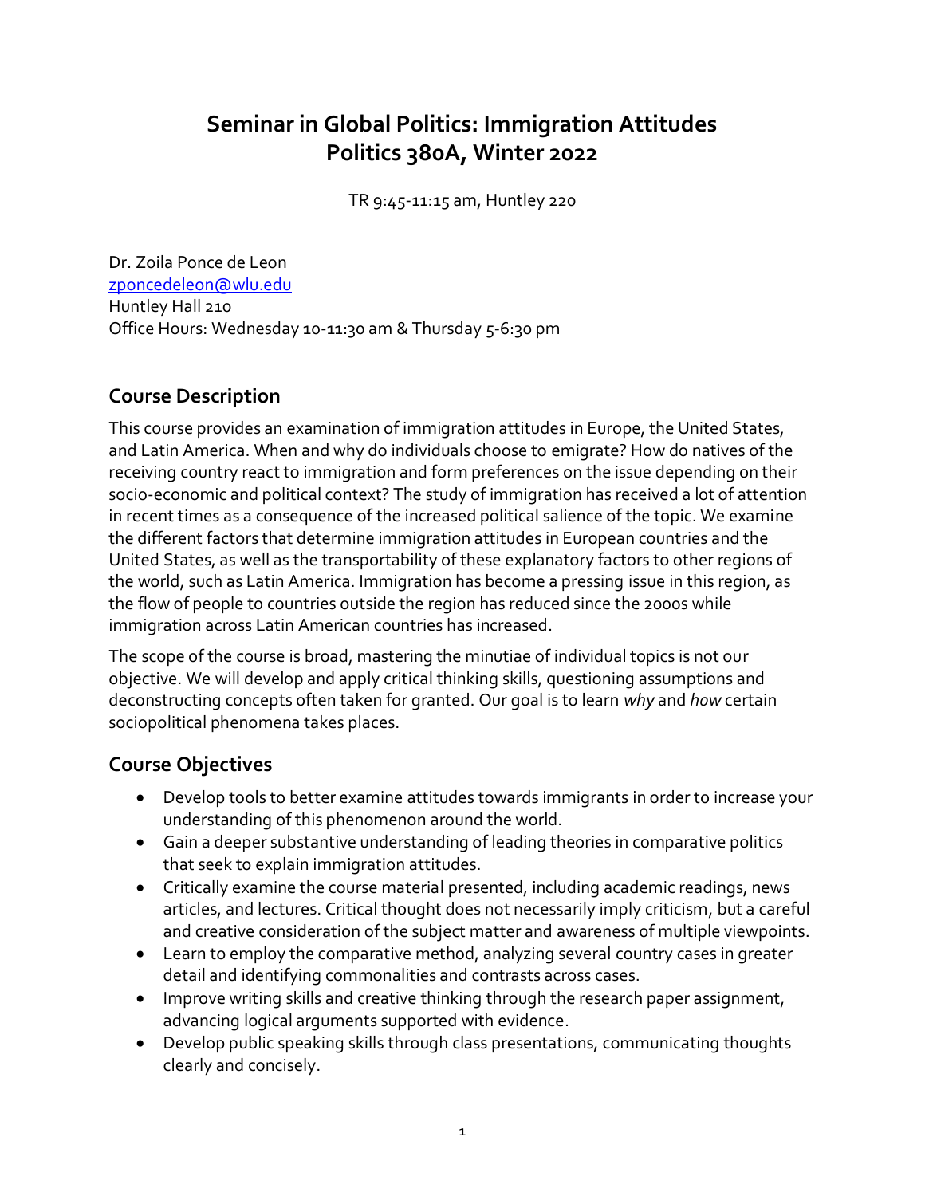# Seminar in Global Politics: Immigration Attitudes
# Politics 380A, Winter 2022

TR 9:45-11:15 am, Huntley 220

Dr. Zoila Ponce de Leon
zponcedeleon@wlu.edu
Huntley Hall 210
Office Hours: Wednesday 10-11:30 am & Thursday 5-6:30 pm

## Course Description

This course provides an examination of immigration attitudes in Europe, the United States, and Latin America. When and why do individuals choose to emigrate? How do natives of the receiving country react to immigration and form preferences on the issue depending on their socio-economic and political context? The study of immigration has received a lot of attention in recent times as a consequence of the increased political salience of the topic. We examine the different factors that determine immigration attitudes in European countries and the United States, as well as the transportability of these explanatory factors to other regions of the world, such as Latin America. Immigration has become a pressing issue in this region, as the flow of people to countries outside the region has reduced since the 2000s while immigration across Latin American countries has increased.

The scope of the course is broad, mastering the minutiae of individual topics is not our objective. We will develop and apply critical thinking skills, questioning assumptions and deconstructing concepts often taken for granted. Our goal is to learn *why* and *how* certain sociopolitical phenomena takes places.

## Course Objectives

- Develop tools to better examine attitudes towards immigrants in order to increase your understanding of this phenomenon around the world.
- Gain a deeper substantive understanding of leading theories in comparative politics that seek to explain immigration attitudes.
- Critically examine the course material presented, including academic readings, news articles, and lectures. Critical thought does not necessarily imply criticism, but a careful and creative consideration of the subject matter and awareness of multiple viewpoints.
- Learn to employ the comparative method, analyzing several country cases in greater detail and identifying commonalities and contrasts across cases.
- Improve writing skills and creative thinking through the research paper assignment, advancing logical arguments supported with evidence.
- Develop public speaking skills through class presentations, communicating thoughts clearly and concisely.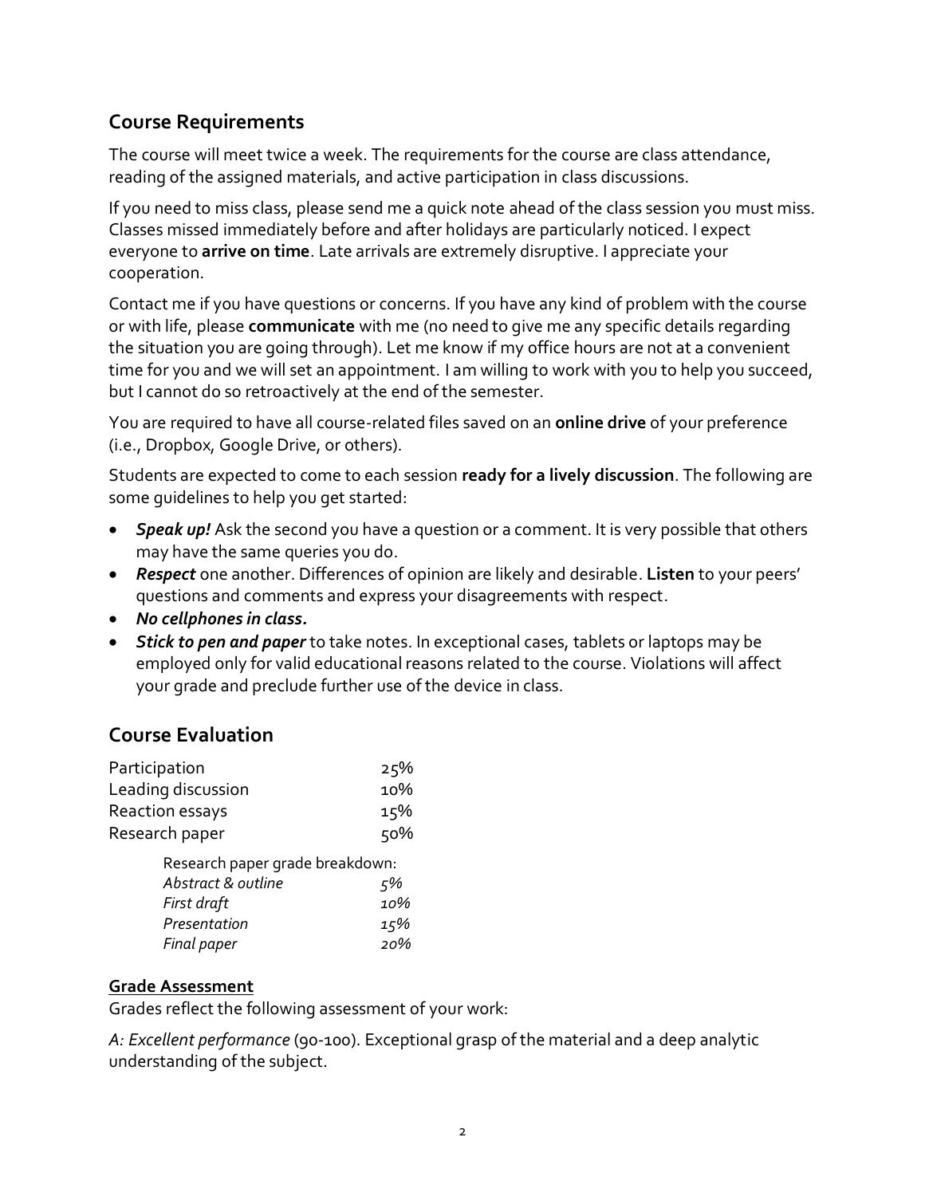## Course Requirements

The course will meet twice a week. The requirements for the course are class attendance, reading of the assigned materials, and active participation in class discussions.

If you need to miss class, please send me a quick note ahead of the class session you must miss. Classes missed immediately before and after holidays are particularly noticed. I expect everyone to **arrive on time**. Late arrivals are extremely disruptive. I appreciate your cooperation.

Contact me if you have questions or concerns. If you have any kind of problem with the course or with life, please **communicate** with me (no need to give me any specific details regarding the situation you are going through). Let me know if my office hours are not at a convenient time for you and we will set an appointment. I am willing to work with you to help you succeed, but I cannot do so retroactively at the end of the semester.

You are required to have all course-related files saved on an **online drive** of your preference (i.e., Dropbox, Google Drive, or others).

Students are expected to come to each session **ready for a lively discussion**. The following are some guidelines to help you get started:

- ***Speak up!*** Ask the second you have a question or a comment. It is very possible that others may have the same queries you do.
- ***Respect*** one another. Differences of opinion are likely and desirable. **Listen** to your peers' questions and comments and express your disagreements with respect.
- ***No cellphones in class.***
- ***Stick to pen and paper*** to take notes. In exceptional cases, tablets or laptops may be employed only for valid educational reasons related to the course. Violations will affect your grade and preclude further use of the device in class.

## Course Evaluation

| | |
|---|---|
| Participation | 25% |
| Leading discussion | 10% |
| Reaction essays | 15% |
| Research paper | 50% |

Research paper grade breakdown:

| | |
|---|---|
| *Abstract & outline* | *5%* |
| *First draft* | *10%* |
| *Presentation* | *15%* |
| *Final paper* | *20%* |

### Grade Assessment

Grades reflect the following assessment of your work:

*A: Excellent performance* (90-100). Exceptional grasp of the material and a deep analytic understanding of the subject.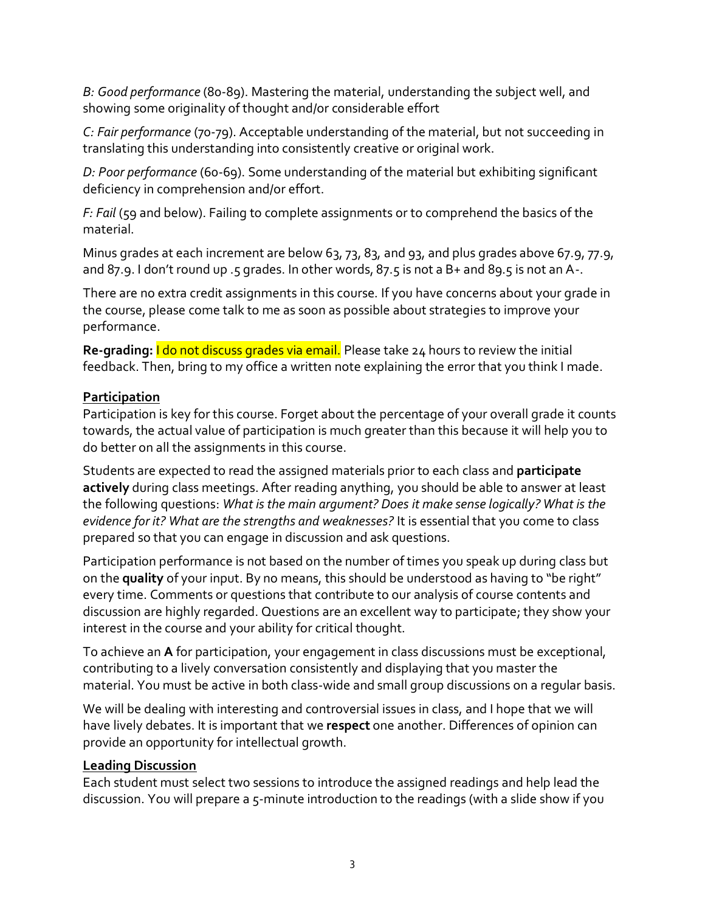*B: Good performance* (80-89). Mastering the material, understanding the subject well, and showing some originality of thought and/or considerable effort

*C: Fair performance* (70-79). Acceptable understanding of the material, but not succeeding in translating this understanding into consistently creative or original work.

*D: Poor performance* (60-69). Some understanding of the material but exhibiting significant deficiency in comprehension and/or effort.

*F: Fail* (59 and below). Failing to complete assignments or to comprehend the basics of the material.

Minus grades at each increment are below 63, 73, 83, and 93, and plus grades above 67.9, 77.9, and 87.9. I don't round up .5 grades. In other words, 87.5 is not a B+ and 89.5 is not an A-.

There are no extra credit assignments in this course. If you have concerns about your grade in the course, please come talk to me as soon as possible about strategies to improve your performance.

**Re-grading:** I do not discuss grades via email. Please take 24 hours to review the initial feedback. Then, bring to my office a written note explaining the error that you think I made.

## Participation

Participation is key for this course. Forget about the percentage of your overall grade it counts towards, the actual value of participation is much greater than this because it will help you to do better on all the assignments in this course.

Students are expected to read the assigned materials prior to each class and **participate actively** during class meetings. After reading anything, you should be able to answer at least the following questions: *What is the main argument? Does it make sense logically? What is the evidence for it? What are the strengths and weaknesses?* It is essential that you come to class prepared so that you can engage in discussion and ask questions.

Participation performance is not based on the number of times you speak up during class but on the **quality** of your input. By no means, this should be understood as having to "be right" every time. Comments or questions that contribute to our analysis of course contents and discussion are highly regarded. Questions are an excellent way to participate; they show your interest in the course and your ability for critical thought.

To achieve an **A** for participation, your engagement in class discussions must be exceptional, contributing to a lively conversation consistently and displaying that you master the material. You must be active in both class-wide and small group discussions on a regular basis.

We will be dealing with interesting and controversial issues in class, and I hope that we will have lively debates. It is important that we **respect** one another. Differences of opinion can provide an opportunity for intellectual growth.

## Leading Discussion

Each student must select two sessions to introduce the assigned readings and help lead the discussion. You will prepare a 5-minute introduction to the readings (with a slide show if you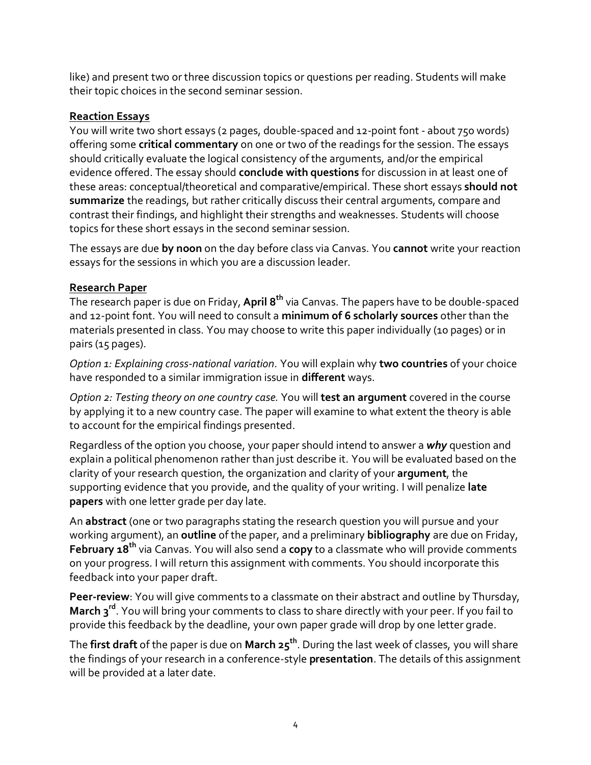like) and present two or three discussion topics or questions per reading. Students will make their topic choices in the second seminar session.

**Reaction Essays**

You will write two short essays (2 pages, double-spaced and 12-point font - about 750 words) offering some **critical commentary** on one or two of the readings for the session. The essays should critically evaluate the logical consistency of the arguments, and/or the empirical evidence offered. The essay should **conclude with questions** for discussion in at least one of these areas: conceptual/theoretical and comparative/empirical. These short essays **should not summarize** the readings, but rather critically discuss their central arguments, compare and contrast their findings, and highlight their strengths and weaknesses. Students will choose topics for these short essays in the second seminar session.

The essays are due **by noon** on the day before class via Canvas. You **cannot** write your reaction essays for the sessions in which you are a discussion leader.

**Research Paper**

The research paper is due on Friday, **April 8th** via Canvas. The papers have to be double-spaced and 12-point font. You will need to consult a **minimum of 6 scholarly sources** other than the materials presented in class. You may choose to write this paper individually (10 pages) or in pairs (15 pages).

*Option 1: Explaining cross-national variation.* You will explain why **two countries** of your choice have responded to a similar immigration issue in **different** ways.

*Option 2: Testing theory on one country case.* You will **test an argument** covered in the course by applying it to a new country case. The paper will examine to what extent the theory is able to account for the empirical findings presented.

Regardless of the option you choose, your paper should intend to answer a ***why*** question and explain a political phenomenon rather than just describe it. You will be evaluated based on the clarity of your research question, the organization and clarity of your **argument**, the supporting evidence that you provide, and the quality of your writing. I will penalize **late papers** with one letter grade per day late.

An **abstract** (one or two paragraphs stating the research question you will pursue and your working argument), an **outline** of the paper, and a preliminary **bibliography** are due on Friday, **February 18th** via Canvas. You will also send a **copy** to a classmate who will provide comments on your progress. I will return this assignment with comments. You should incorporate this feedback into your paper draft.

**Peer-review**: You will give comments to a classmate on their abstract and outline by Thursday, **March 3rd**. You will bring your comments to class to share directly with your peer. If you fail to provide this feedback by the deadline, your own paper grade will drop by one letter grade.

The **first draft** of the paper is due on **March 25th**. During the last week of classes, you will share the findings of your research in a conference-style **presentation**. The details of this assignment will be provided at a later date.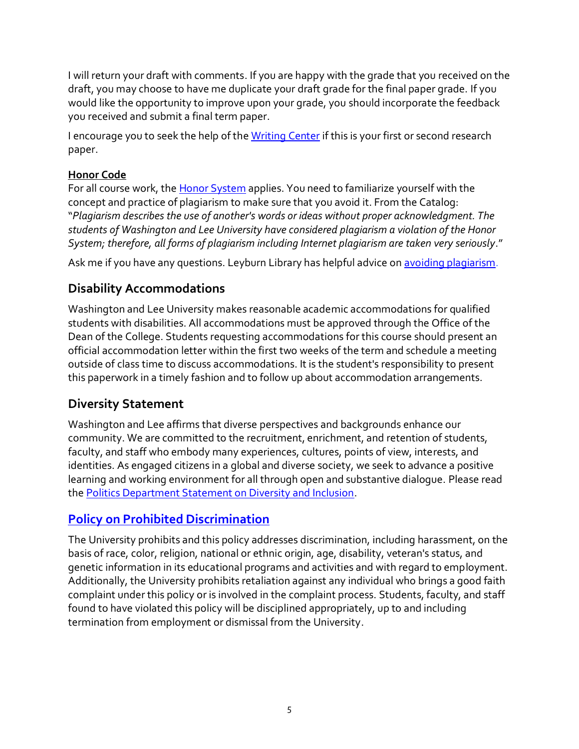I will return your draft with comments. If you are happy with the grade that you received on the draft, you may choose to have me duplicate your draft grade for the final paper grade. If you would like the opportunity to improve upon your grade, you should incorporate the feedback you received and submit a final term paper.

I encourage you to seek the help of the Writing Center if this is your first or second research paper.

**Honor Code**

For all course work, the Honor System applies. You need to familiarize yourself with the concept and practice of plagiarism to make sure that you avoid it. From the Catalog: "*Plagiarism describes the use of another's words or ideas without proper acknowledgment. The students of Washington and Lee University have considered plagiarism a violation of the Honor System; therefore, all forms of plagiarism including Internet plagiarism are taken very seriously*."

Ask me if you have any questions. Leyburn Library has helpful advice on avoiding plagiarism.

## Disability Accommodations

Washington and Lee University makes reasonable academic accommodations for qualified students with disabilities. All accommodations must be approved through the Office of the Dean of the College. Students requesting accommodations for this course should present an official accommodation letter within the first two weeks of the term and schedule a meeting outside of class time to discuss accommodations. It is the student's responsibility to present this paperwork in a timely fashion and to follow up about accommodation arrangements.

## Diversity Statement

Washington and Lee affirms that diverse perspectives and backgrounds enhance our community. We are committed to the recruitment, enrichment, and retention of students, faculty, and staff who embody many experiences, cultures, points of view, interests, and identities. As engaged citizens in a global and diverse society, we seek to advance a positive learning and working environment for all through open and substantive dialogue. Please read the Politics Department Statement on Diversity and Inclusion.

## Policy on Prohibited Discrimination

The University prohibits and this policy addresses discrimination, including harassment, on the basis of race, color, religion, national or ethnic origin, age, disability, veteran's status, and genetic information in its educational programs and activities and with regard to employment. Additionally, the University prohibits retaliation against any individual who brings a good faith complaint under this policy or is involved in the complaint process. Students, faculty, and staff found to have violated this policy will be disciplined appropriately, up to and including termination from employment or dismissal from the University.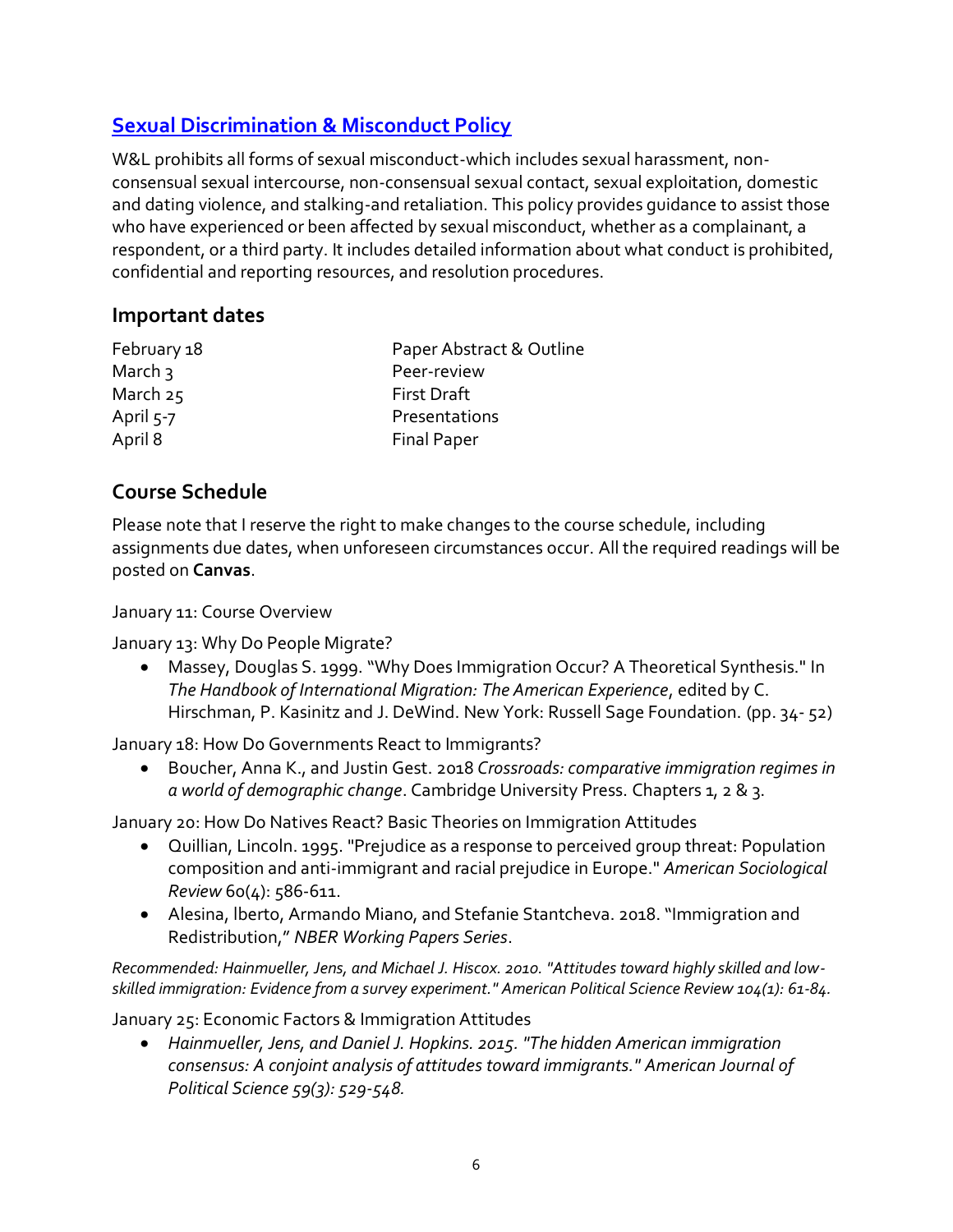## [Sexual Discrimination & Misconduct Policy]

W&L prohibits all forms of sexual misconduct-which includes sexual harassment, non-consensual sexual intercourse, non-consensual sexual contact, sexual exploitation, domestic and dating violence, and stalking-and retaliation. This policy provides guidance to assist those who have experienced or been affected by sexual misconduct, whether as a complainant, a respondent, or a third party. It includes detailed information about what conduct is prohibited, confidential and reporting resources, and resolution procedures.

## Important dates

| | |
|---|---|
| February 18 | Paper Abstract & Outline |
| March 3 | Peer-review |
| March 25 | First Draft |
| April 5-7 | Presentations |
| April 8 | Final Paper |

## Course Schedule

Please note that I reserve the right to make changes to the course schedule, including assignments due dates, when unforeseen circumstances occur. All the required readings will be posted on **Canvas**.

January 11: Course Overview

January 13: Why Do People Migrate?

- Massey, Douglas S. 1999. "Why Does Immigration Occur? A Theoretical Synthesis." In *The Handbook of International Migration: The American Experience*, edited by C. Hirschman, P. Kasinitz and J. DeWind. New York: Russell Sage Foundation. (pp. 34- 52)

January 18: How Do Governments React to Immigrants?

- Boucher, Anna K., and Justin Gest. 2018 *Crossroads: comparative immigration regimes in a world of demographic change*. Cambridge University Press. Chapters 1, 2 & 3.

January 20: How Do Natives React? Basic Theories on Immigration Attitudes

- Quillian, Lincoln. 1995. "Prejudice as a response to perceived group threat: Population composition and anti-immigrant and racial prejudice in Europe." *American Sociological Review* 60(4): 586-611.
- Alesina, lberto, Armando Miano, and Stefanie Stantcheva. 2018. "Immigration and Redistribution," *NBER Working Papers Series*.

*Recommended: Hainmueller, Jens, and Michael J. Hiscox. 2010. "Attitudes toward highly skilled and low-skilled immigration: Evidence from a survey experiment." American Political Science Review 104(1): 61-84.*

January 25: Economic Factors & Immigration Attitudes

- *Hainmueller, Jens, and Daniel J. Hopkins. 2015. "The hidden American immigration consensus: A conjoint analysis of attitudes toward immigrants." American Journal of Political Science 59(3): 529-548.*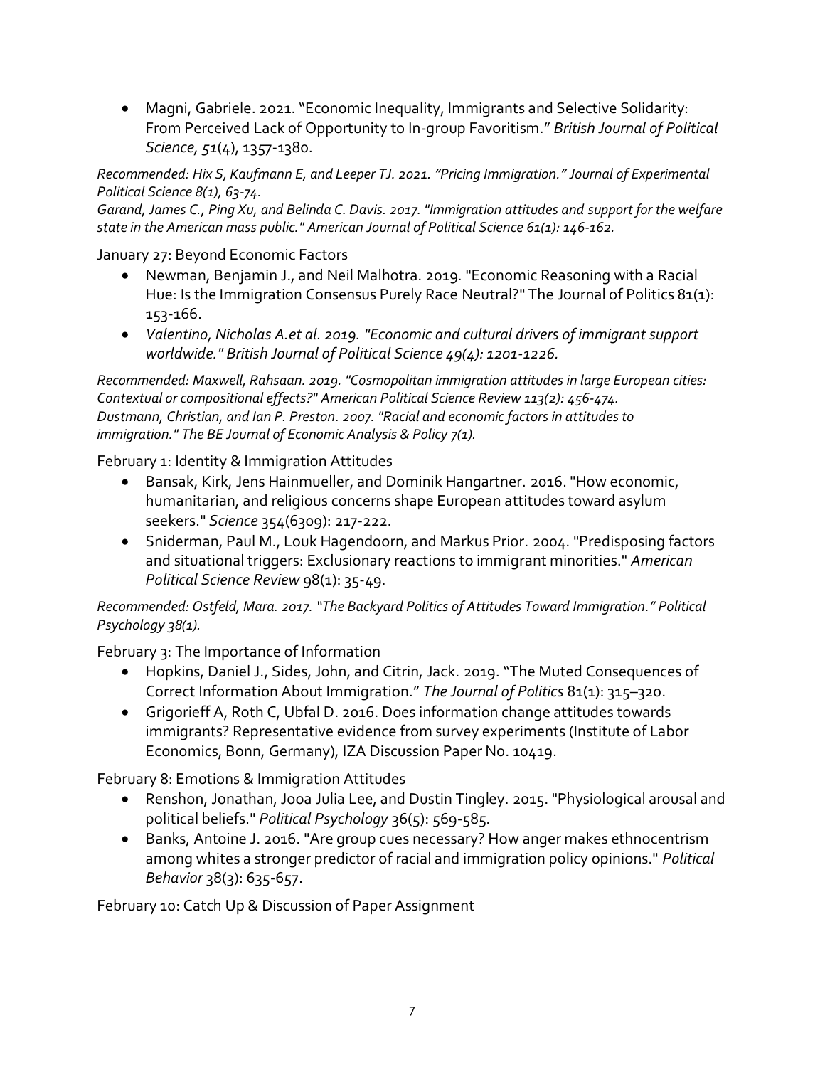- Magni, Gabriele. 2021. "Economic Inequality, Immigrants and Selective Solidarity: From Perceived Lack of Opportunity to In-group Favoritism." *British Journal of Political Science*, *51*(4), 1357-1380.

*Recommended: Hix S, Kaufmann E, and Leeper TJ. 2021. "Pricing Immigration." Journal of Experimental Political Science 8(1), 63-74.*
*Garand, James C., Ping Xu, and Belinda C. Davis. 2017. "Immigration attitudes and support for the welfare state in the American mass public." American Journal of Political Science 61(1): 146-162.*

January 27: Beyond Economic Factors

- Newman, Benjamin J., and Neil Malhotra. 2019. "Economic Reasoning with a Racial Hue: Is the Immigration Consensus Purely Race Neutral?" The Journal of Politics 81(1): 153-166.
- *Valentino, Nicholas A.et al. 2019. "Economic and cultural drivers of immigrant support worldwide." British Journal of Political Science 49(4): 1201-1226.*

*Recommended: Maxwell, Rahsaan. 2019. "Cosmopolitan immigration attitudes in large European cities: Contextual or compositional effects?" American Political Science Review 113(2): 456-474.*
*Dustmann, Christian, and Ian P. Preston. 2007. "Racial and economic factors in attitudes to immigration." The BE Journal of Economic Analysis & Policy 7(1).*

February 1: Identity & Immigration Attitudes

- Bansak, Kirk, Jens Hainmueller, and Dominik Hangartner. 2016. "How economic, humanitarian, and religious concerns shape European attitudes toward asylum seekers." *Science* 354(6309): 217-222.
- Sniderman, Paul M., Louk Hagendoorn, and Markus Prior. 2004. "Predisposing factors and situational triggers: Exclusionary reactions to immigrant minorities." *American Political Science Review* 98(1): 35-49.

*Recommended: Ostfeld, Mara. 2017. "The Backyard Politics of Attitudes Toward Immigration." Political Psychology 38(1).*

February 3: The Importance of Information

- Hopkins, Daniel J., Sides, John, and Citrin, Jack. 2019. "The Muted Consequences of Correct Information About Immigration." *The Journal of Politics* 81(1): 315–320.
- Grigorieff A, Roth C, Ubfal D. 2016. Does information change attitudes towards immigrants? Representative evidence from survey experiments (Institute of Labor Economics, Bonn, Germany), IZA Discussion Paper No. 10419.

February 8: Emotions & Immigration Attitudes

- Renshon, Jonathan, Jooa Julia Lee, and Dustin Tingley. 2015. "Physiological arousal and political beliefs." *Political Psychology* 36(5): 569-585.
- Banks, Antoine J. 2016. "Are group cues necessary? How anger makes ethnocentrism among whites a stronger predictor of racial and immigration policy opinions." *Political Behavior* 38(3): 635-657.

February 10: Catch Up & Discussion of Paper Assignment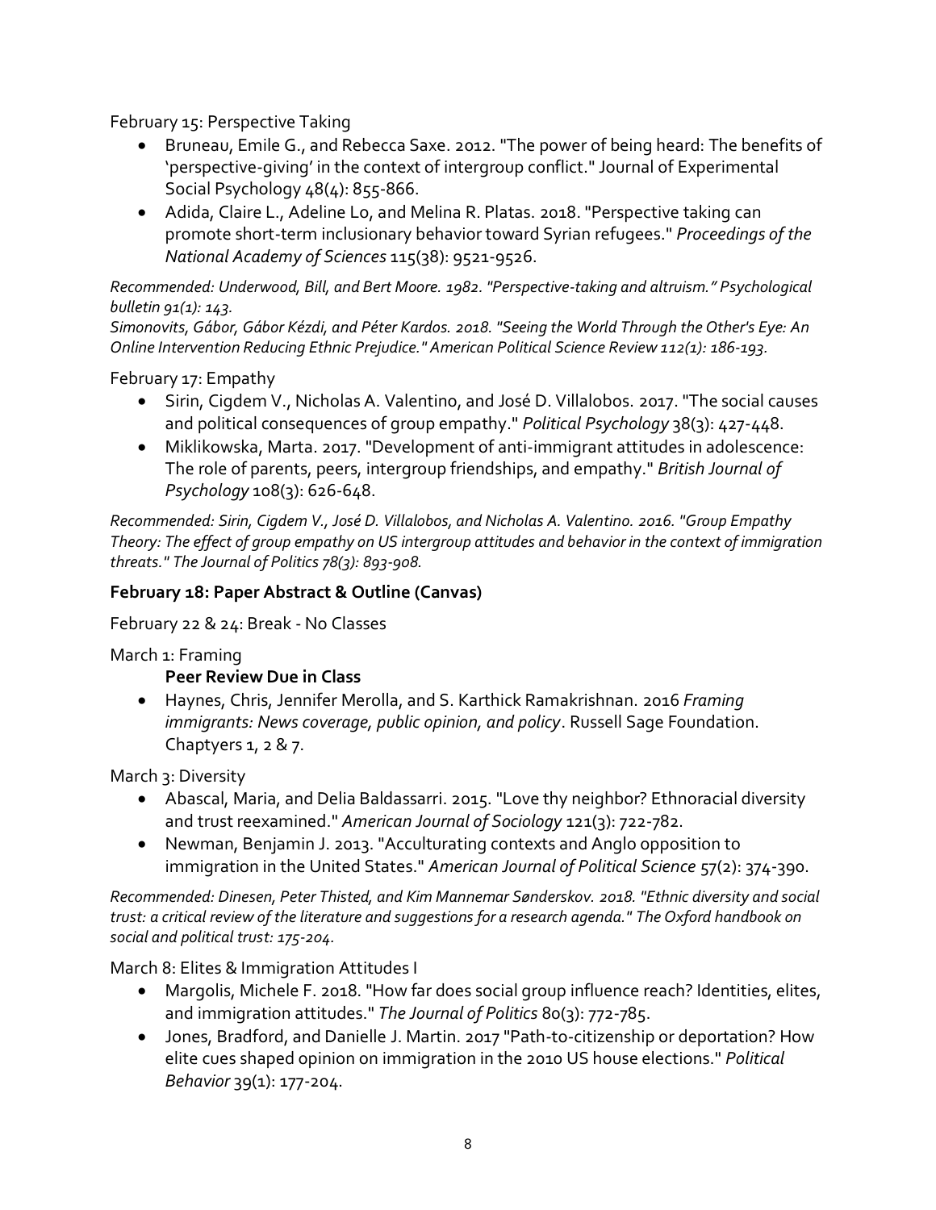February 15: Perspective Taking

- Bruneau, Emile G., and Rebecca Saxe. 2012. "The power of being heard: The benefits of 'perspective-giving' in the context of intergroup conflict." Journal of Experimental Social Psychology 48(4): 855-866.
- Adida, Claire L., Adeline Lo, and Melina R. Platas. 2018. "Perspective taking can promote short-term inclusionary behavior toward Syrian refugees." *Proceedings of the National Academy of Sciences* 115(38): 9521-9526.

*Recommended: Underwood, Bill, and Bert Moore. 1982. "Perspective-taking and altruism." Psychological bulletin 91(1): 143.*
*Simonovits, Gábor, Gábor Kézdi, and Péter Kardos. 2018. "Seeing the World Through the Other's Eye: An Online Intervention Reducing Ethnic Prejudice." American Political Science Review 112(1): 186-193.*

February 17: Empathy

- Sirin, Cigdem V., Nicholas A. Valentino, and José D. Villalobos. 2017. "The social causes and political consequences of group empathy." *Political Psychology* 38(3): 427-448.
- Miklikowska, Marta. 2017. "Development of anti-immigrant attitudes in adolescence: The role of parents, peers, intergroup friendships, and empathy." *British Journal of Psychology* 108(3): 626-648.

*Recommended: Sirin, Cigdem V., José D. Villalobos, and Nicholas A. Valentino. 2016. "Group Empathy Theory: The effect of group empathy on US intergroup attitudes and behavior in the context of immigration threats." The Journal of Politics 78(3): 893-908.*

**February 18: Paper Abstract & Outline (Canvas)**

February 22 & 24: Break - No Classes

March 1: Framing

**Peer Review Due in Class**

- Haynes, Chris, Jennifer Merolla, and S. Karthick Ramakrishnan. 2016 *Framing immigrants: News coverage, public opinion, and policy*. Russell Sage Foundation. Chaptyers 1, 2 & 7.

March 3: Diversity

- Abascal, Maria, and Delia Baldassarri. 2015. "Love thy neighbor? Ethnoracial diversity and trust reexamined." *American Journal of Sociology* 121(3): 722-782.
- Newman, Benjamin J. 2013. "Acculturating contexts and Anglo opposition to immigration in the United States." *American Journal of Political Science* 57(2): 374-390.

*Recommended: Dinesen, Peter Thisted, and Kim Mannemar Sønderskov. 2018. "Ethnic diversity and social trust: a critical review of the literature and suggestions for a research agenda." The Oxford handbook on social and political trust: 175-204.*

March 8: Elites & Immigration Attitudes I

- Margolis, Michele F. 2018. "How far does social group influence reach? Identities, elites, and immigration attitudes." *The Journal of Politics* 80(3): 772-785.
- Jones, Bradford, and Danielle J. Martin. 2017 "Path-to-citizenship or deportation? How elite cues shaped opinion on immigration in the 2010 US house elections." *Political Behavior* 39(1): 177-204.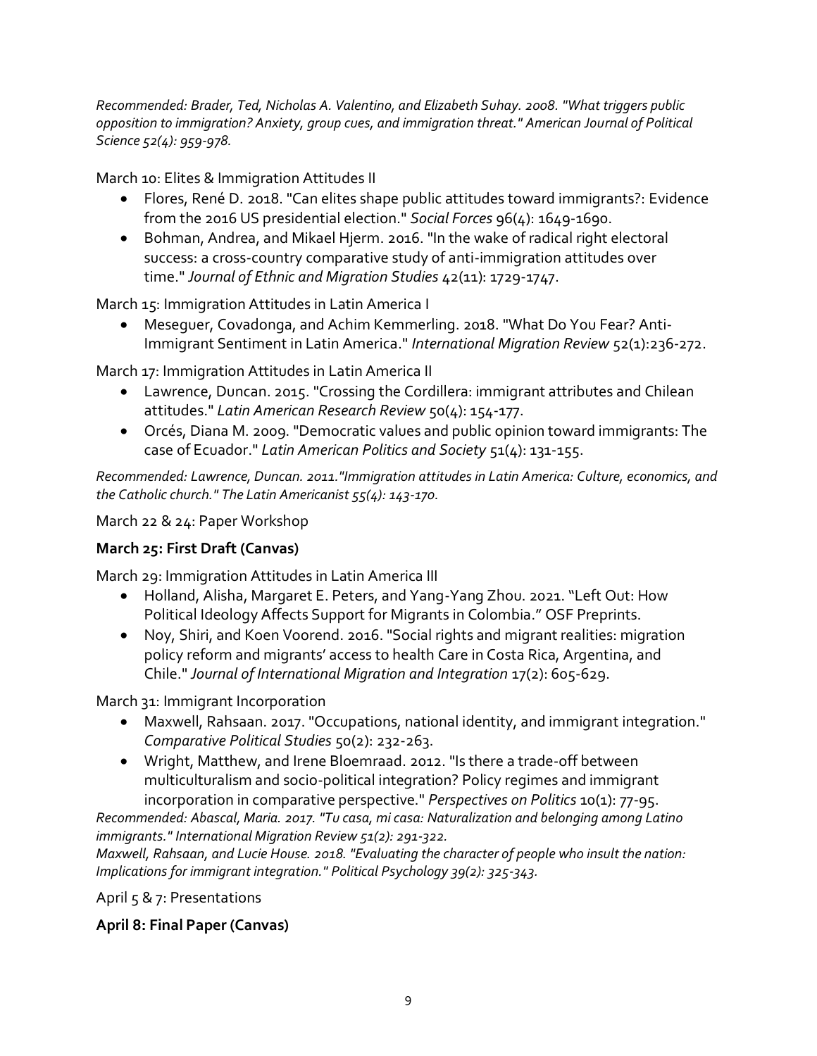*Recommended: Brader, Ted, Nicholas A. Valentino, and Elizabeth Suhay. 2008. "What triggers public opposition to immigration? Anxiety, group cues, and immigration threat." American Journal of Political Science 52(4): 959-978.*

March 10: Elites & Immigration Attitudes II

- Flores, René D. 2018. "Can elites shape public attitudes toward immigrants?: Evidence from the 2016 US presidential election." *Social Forces* 96(4): 1649-1690.
- Bohman, Andrea, and Mikael Hjerm. 2016. "In the wake of radical right electoral success: a cross-country comparative study of anti-immigration attitudes over time." *Journal of Ethnic and Migration Studies* 42(11): 1729-1747.

March 15: Immigration Attitudes in Latin America I

- Meseguer, Covadonga, and Achim Kemmerling. 2018. "What Do You Fear? Anti-Immigrant Sentiment in Latin America." *International Migration Review* 52(1):236-272.

March 17: Immigration Attitudes in Latin America II

- Lawrence, Duncan. 2015. "Crossing the Cordillera: immigrant attributes and Chilean attitudes." *Latin American Research Review* 50(4): 154-177.
- Orcés, Diana M. 2009. "Democratic values and public opinion toward immigrants: The case of Ecuador." *Latin American Politics and Society* 51(4): 131-155.

*Recommended: Lawrence, Duncan. 2011."Immigration attitudes in Latin America: Culture, economics, and the Catholic church." The Latin Americanist 55(4): 143-170.*

March 22 & 24: Paper Workshop

**March 25: First Draft (Canvas)**

March 29: Immigration Attitudes in Latin America III

- Holland, Alisha, Margaret E. Peters, and Yang-Yang Zhou. 2021. "Left Out: How Political Ideology Affects Support for Migrants in Colombia." OSF Preprints.
- Noy, Shiri, and Koen Voorend. 2016. "Social rights and migrant realities: migration policy reform and migrants' access to health Care in Costa Rica, Argentina, and Chile." *Journal of International Migration and Integration* 17(2): 605-629.

March 31: Immigrant Incorporation

- Maxwell, Rahsaan. 2017. "Occupations, national identity, and immigrant integration." *Comparative Political Studies* 50(2): 232-263.
- Wright, Matthew, and Irene Bloemraad. 2012. "Is there a trade-off between multiculturalism and socio-political integration? Policy regimes and immigrant incorporation in comparative perspective." *Perspectives on Politics* 10(1): 77-95.

*Recommended: Abascal, Maria. 2017. "Tu casa, mi casa: Naturalization and belonging among Latino immigrants." International Migration Review 51(2): 291-322.*

*Maxwell, Rahsaan, and Lucie House. 2018. "Evaluating the character of people who insult the nation: Implications for immigrant integration." Political Psychology 39(2): 325-343.*

April 5 & 7: Presentations

**April 8: Final Paper (Canvas)**